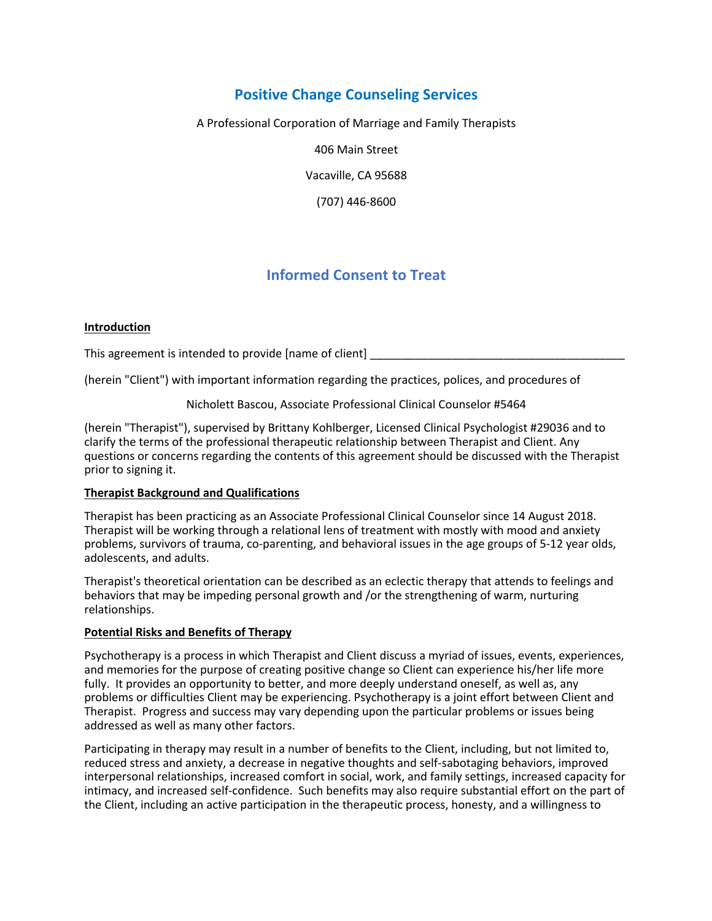# Positive Change Counseling Services

A Professional Corporation of Marriage and Family Therapists

406 Main Street

Vacaville, CA 95688

(707) 446-8600

## Informed Consent to Treat

**Introduction**

This agreement is intended to provide [name of client] ________________________________________

(herein "Client") with important information regarding the practices, polices, and procedures of

Nicholett Bascou, Associate Professional Clinical Counselor #5464

(herein "Therapist"), supervised by Brittany Kohlberger, Licensed Clinical Psychologist #29036 and to clarify the terms of the professional therapeutic relationship between Therapist and Client. Any questions or concerns regarding the contents of this agreement should be discussed with the Therapist prior to signing it.

**Therapist Background and Qualifications**

Therapist has been practicing as an Associate Professional Clinical Counselor since 14 August 2018. Therapist will be working through a relational lens of treatment with mostly with mood and anxiety problems, survivors of trauma, co-parenting, and behavioral issues in the age groups of 5-12 year olds, adolescents, and adults.

Therapist's theoretical orientation can be described as an eclectic therapy that attends to feelings and behaviors that may be impeding personal growth and /or the strengthening of warm, nurturing relationships.

**Potential Risks and Benefits of Therapy**

Psychotherapy is a process in which Therapist and Client discuss a myriad of issues, events, experiences, and memories for the purpose of creating positive change so Client can experience his/her life more fully. It provides an opportunity to better, and more deeply understand oneself, as well as, any problems or difficulties Client may be experiencing. Psychotherapy is a joint effort between Client and Therapist. Progress and success may vary depending upon the particular problems or issues being addressed as well as many other factors.

Participating in therapy may result in a number of benefits to the Client, including, but not limited to, reduced stress and anxiety, a decrease in negative thoughts and self-sabotaging behaviors, improved interpersonal relationships, increased comfort in social, work, and family settings, increased capacity for intimacy, and increased self-confidence. Such benefits may also require substantial effort on the part of the Client, including an active participation in the therapeutic process, honesty, and a willingness to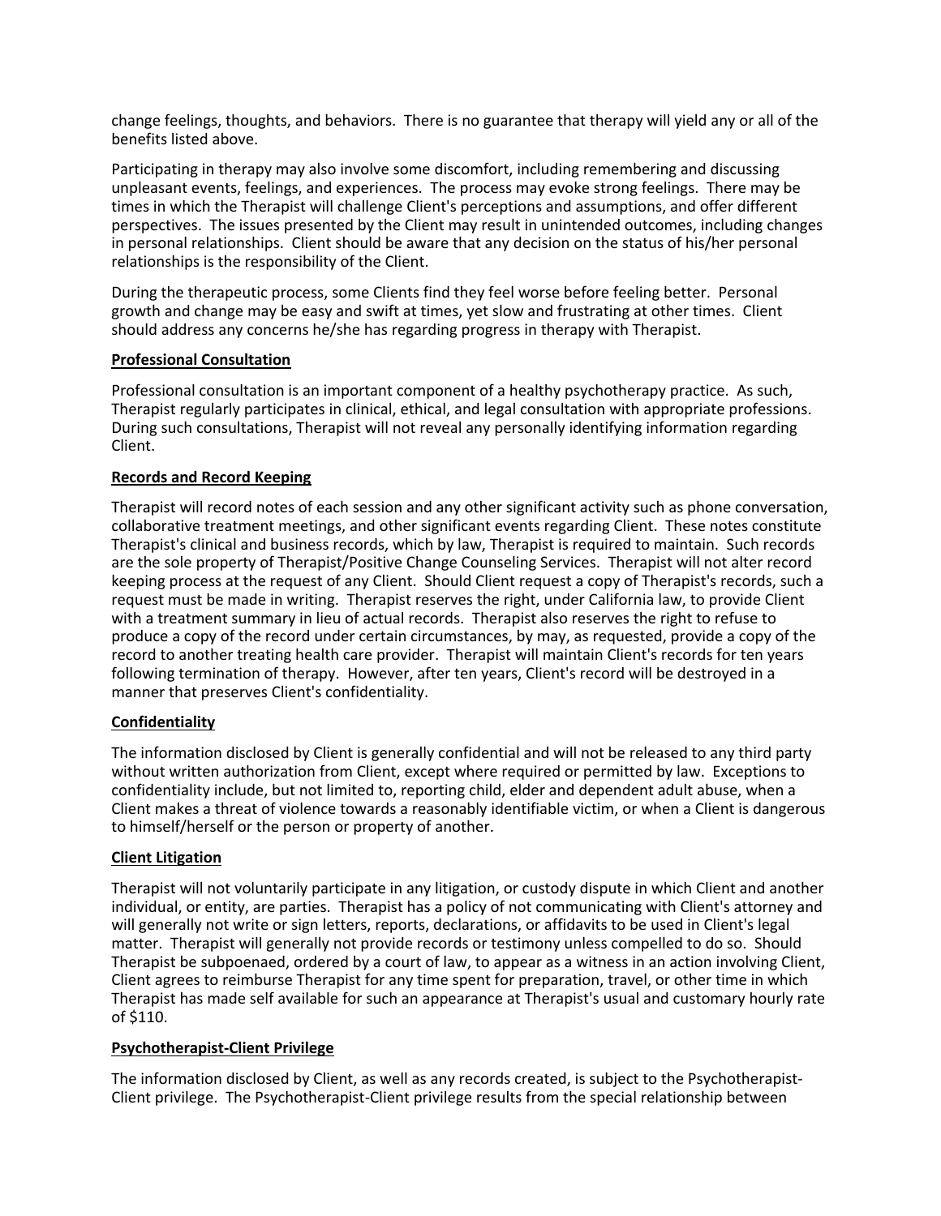change feelings, thoughts, and behaviors. There is no guarantee that therapy will yield any or all of the benefits listed above.

Participating in therapy may also involve some discomfort, including remembering and discussing unpleasant events, feelings, and experiences. The process may evoke strong feelings. There may be times in which the Therapist will challenge Client's perceptions and assumptions, and offer different perspectives. The issues presented by the Client may result in unintended outcomes, including changes in personal relationships. Client should be aware that any decision on the status of his/her personal relationships is the responsibility of the Client.

During the therapeutic process, some Clients find they feel worse before feeling better. Personal growth and change may be easy and swift at times, yet slow and frustrating at other times. Client should address any concerns he/she has regarding progress in therapy with Therapist.

**Professional Consultation**

Professional consultation is an important component of a healthy psychotherapy practice. As such, Therapist regularly participates in clinical, ethical, and legal consultation with appropriate professions. During such consultations, Therapist will not reveal any personally identifying information regarding Client.

**Records and Record Keeping**

Therapist will record notes of each session and any other significant activity such as phone conversation, collaborative treatment meetings, and other significant events regarding Client. These notes constitute Therapist's clinical and business records, which by law, Therapist is required to maintain. Such records are the sole property of Therapist/Positive Change Counseling Services. Therapist will not alter record keeping process at the request of any Client. Should Client request a copy of Therapist's records, such a request must be made in writing. Therapist reserves the right, under California law, to provide Client with a treatment summary in lieu of actual records. Therapist also reserves the right to refuse to produce a copy of the record under certain circumstances, by may, as requested, provide a copy of the record to another treating health care provider. Therapist will maintain Client's records for ten years following termination of therapy. However, after ten years, Client's record will be destroyed in a manner that preserves Client's confidentiality.

**Confidentiality**

The information disclosed by Client is generally confidential and will not be released to any third party without written authorization from Client, except where required or permitted by law. Exceptions to confidentiality include, but not limited to, reporting child, elder and dependent adult abuse, when a Client makes a threat of violence towards a reasonably identifiable victim, or when a Client is dangerous to himself/herself or the person or property of another.

**Client Litigation**

Therapist will not voluntarily participate in any litigation, or custody dispute in which Client and another individual, or entity, are parties. Therapist has a policy of not communicating with Client's attorney and will generally not write or sign letters, reports, declarations, or affidavits to be used in Client's legal matter. Therapist will generally not provide records or testimony unless compelled to do so. Should Therapist be subpoenaed, ordered by a court of law, to appear as a witness in an action involving Client, Client agrees to reimburse Therapist for any time spent for preparation, travel, or other time in which Therapist has made self available for such an appearance at Therapist's usual and customary hourly rate of $110.

**Psychotherapist-Client Privilege**

The information disclosed by Client, as well as any records created, is subject to the Psychotherapist-Client privilege. The Psychotherapist-Client privilege results from the special relationship between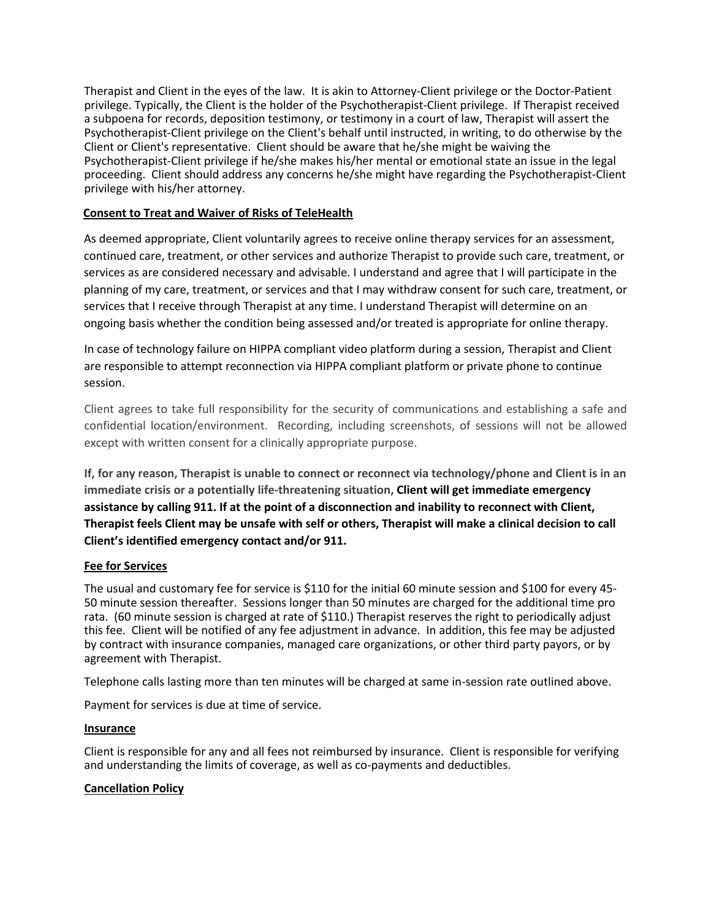Therapist and Client in the eyes of the law. It is akin to Attorney-Client privilege or the Doctor-Patient privilege. Typically, the Client is the holder of the Psychotherapist-Client privilege. If Therapist received a subpoena for records, deposition testimony, or testimony in a court of law, Therapist will assert the Psychotherapist-Client privilege on the Client's behalf until instructed, in writing, to do otherwise by the Client or Client's representative. Client should be aware that he/she might be waiving the Psychotherapist-Client privilege if he/she makes his/her mental or emotional state an issue in the legal proceeding. Client should address any concerns he/she might have regarding the Psychotherapist-Client privilege with his/her attorney.

**Consent to Treat and Waiver of Risks of TeleHealth**

As deemed appropriate, Client voluntarily agrees to receive online therapy services for an assessment, continued care, treatment, or other services and authorize Therapist to provide such care, treatment, or services as are considered necessary and advisable. I understand and agree that I will participate in the planning of my care, treatment, or services and that I may withdraw consent for such care, treatment, or services that I receive through Therapist at any time. I understand Therapist will determine on an ongoing basis whether the condition being assessed and/or treated is appropriate for online therapy.

In case of technology failure on HIPPA compliant video platform during a session, Therapist and Client are responsible to attempt reconnection via HIPPA compliant platform or private phone to continue session.

Client agrees to take full responsibility for the security of communications and establishing a safe and confidential location/environment. Recording, including screenshots, of sessions will not be allowed except with written consent for a clinically appropriate purpose.

**If, for any reason, Therapist is unable to connect or reconnect via technology/phone and Client is in an immediate crisis or a potentially life-threatening situation, Client will get immediate emergency assistance by calling 911. If at the point of a disconnection and inability to reconnect with Client, Therapist feels Client may be unsafe with self or others, Therapist will make a clinical decision to call Client's identified emergency contact and/or 911.**

**Fee for Services**

The usual and customary fee for service is $110 for the initial 60 minute session and $100 for every 45-50 minute session thereafter. Sessions longer than 50 minutes are charged for the additional time pro rata. (60 minute session is charged at rate of $110.) Therapist reserves the right to periodically adjust this fee. Client will be notified of any fee adjustment in advance. In addition, this fee may be adjusted by contract with insurance companies, managed care organizations, or other third party payors, or by agreement with Therapist.

Telephone calls lasting more than ten minutes will be charged at same in-session rate outlined above.

Payment for services is due at time of service.

**Insurance**

Client is responsible for any and all fees not reimbursed by insurance. Client is responsible for verifying and understanding the limits of coverage, as well as co-payments and deductibles.

**Cancellation Policy**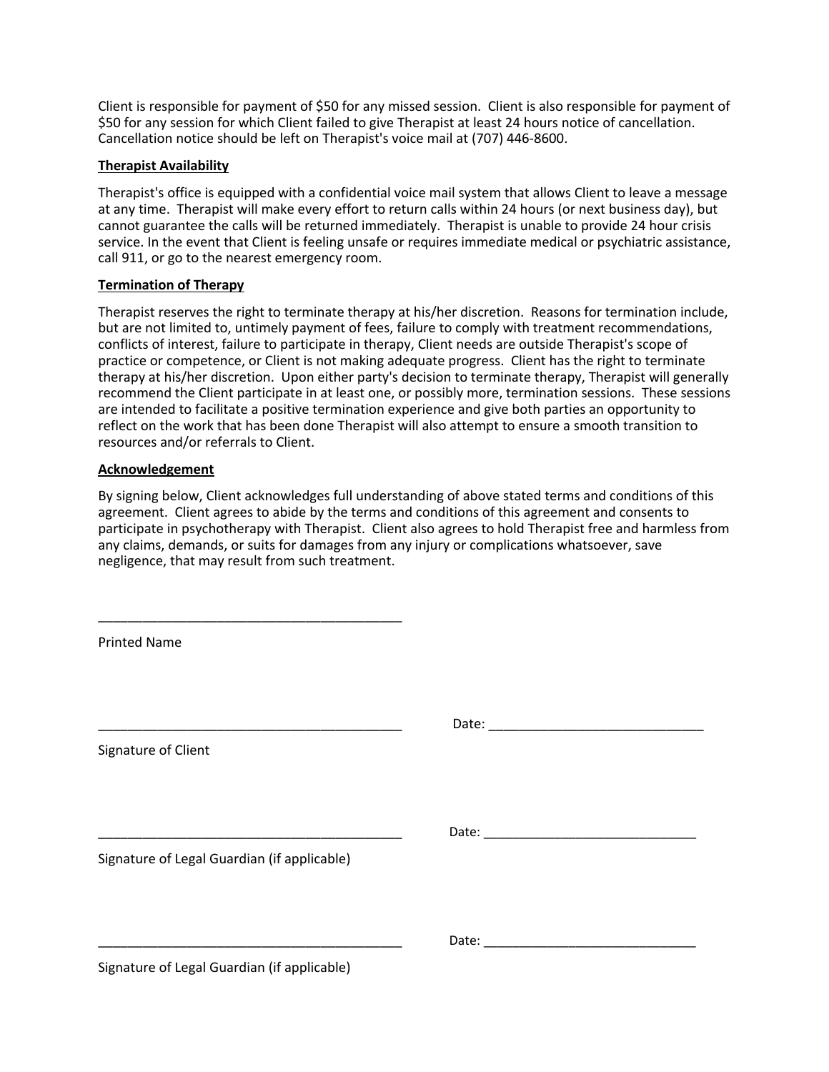Client is responsible for payment of $50 for any missed session. Client is also responsible for payment of $50 for any session for which Client failed to give Therapist at least 24 hours notice of cancellation. Cancellation notice should be left on Therapist's voice mail at (707) 446-8600.

**Therapist Availability**

Therapist's office is equipped with a confidential voice mail system that allows Client to leave a message at any time. Therapist will make every effort to return calls within 24 hours (or next business day), but cannot guarantee the calls will be returned immediately. Therapist is unable to provide 24 hour crisis service. In the event that Client is feeling unsafe or requires immediate medical or psychiatric assistance, call 911, or go to the nearest emergency room.

**Termination of Therapy**

Therapist reserves the right to terminate therapy at his/her discretion. Reasons for termination include, but are not limited to, untimely payment of fees, failure to comply with treatment recommendations, conflicts of interest, failure to participate in therapy, Client needs are outside Therapist's scope of practice or competence, or Client is not making adequate progress. Client has the right to terminate therapy at his/her discretion. Upon either party's decision to terminate therapy, Therapist will generally recommend the Client participate in at least one, or possibly more, termination sessions. These sessions are intended to facilitate a positive termination experience and give both parties an opportunity to reflect on the work that has been done Therapist will also attempt to ensure a smooth transition to resources and/or referrals to Client.

**Acknowledgement**

By signing below, Client acknowledges full understanding of above stated terms and conditions of this agreement. Client agrees to abide by the terms and conditions of this agreement and consents to participate in psychotherapy with Therapist. Client also agrees to hold Therapist free and harmless from any claims, demands, or suits for damages from any injury or complications whatsoever, save negligence, that may result from such treatment.

___________________________________________

Printed Name

___________________________________________ Date: ______________________________

Signature of Client

___________________________________________ Date: ______________________________

Signature of Legal Guardian (if applicable)

___________________________________________ Date: ______________________________

Signature of Legal Guardian (if applicable)